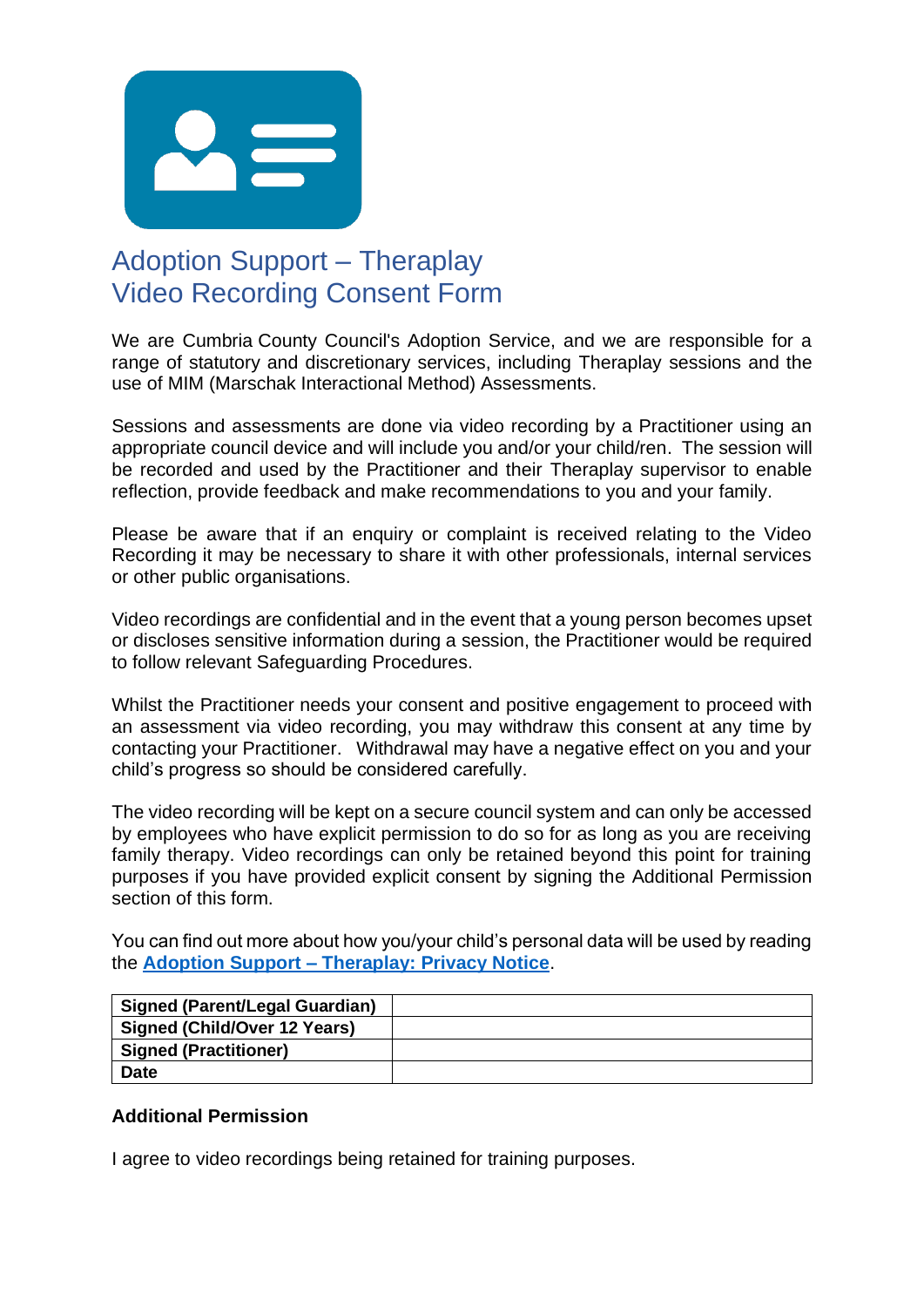# Adoption Support – Theraplay
# Video Recording Consent Form

We are Cumbria County Council's Adoption Service, and we are responsible for a range of statutory and discretionary services, including Theraplay sessions and the use of MIM (Marschak Interactional Method) Assessments.

Sessions and assessments are done via video recording by a Practitioner using an appropriate council device and will include you and/or your child/ren. The session will be recorded and used by the Practitioner and their Theraplay supervisor to enable reflection, provide feedback and make recommendations to you and your family.

Please be aware that if an enquiry or complaint is received relating to the Video Recording it may be necessary to share it with other professionals, internal services or other public organisations.

Video recordings are confidential and in the event that a young person becomes upset or discloses sensitive information during a session, the Practitioner would be required to follow relevant Safeguarding Procedures.

Whilst the Practitioner needs your consent and positive engagement to proceed with an assessment via video recording, you may withdraw this consent at any time by contacting your Practitioner. Withdrawal may have a negative effect on you and your child's progress so should be considered carefully.

The video recording will be kept on a secure council system and can only be accessed by employees who have explicit permission to do so for as long as you are receiving family therapy. Video recordings can only be retained beyond this point for training purposes if you have provided explicit consent by signing the Additional Permission section of this form.

You can find out more about how you/your child's personal data will be used by reading the **Adoption Support – Theraplay: Privacy Notice**.

| **Signed (Parent/Legal Guardian)** | |
|---|---|
| **Signed (Child/Over 12 Years)** | |
| **Signed (Practitioner)** | |
| **Date** | |

**Additional Permission**

I agree to video recordings being retained for training purposes.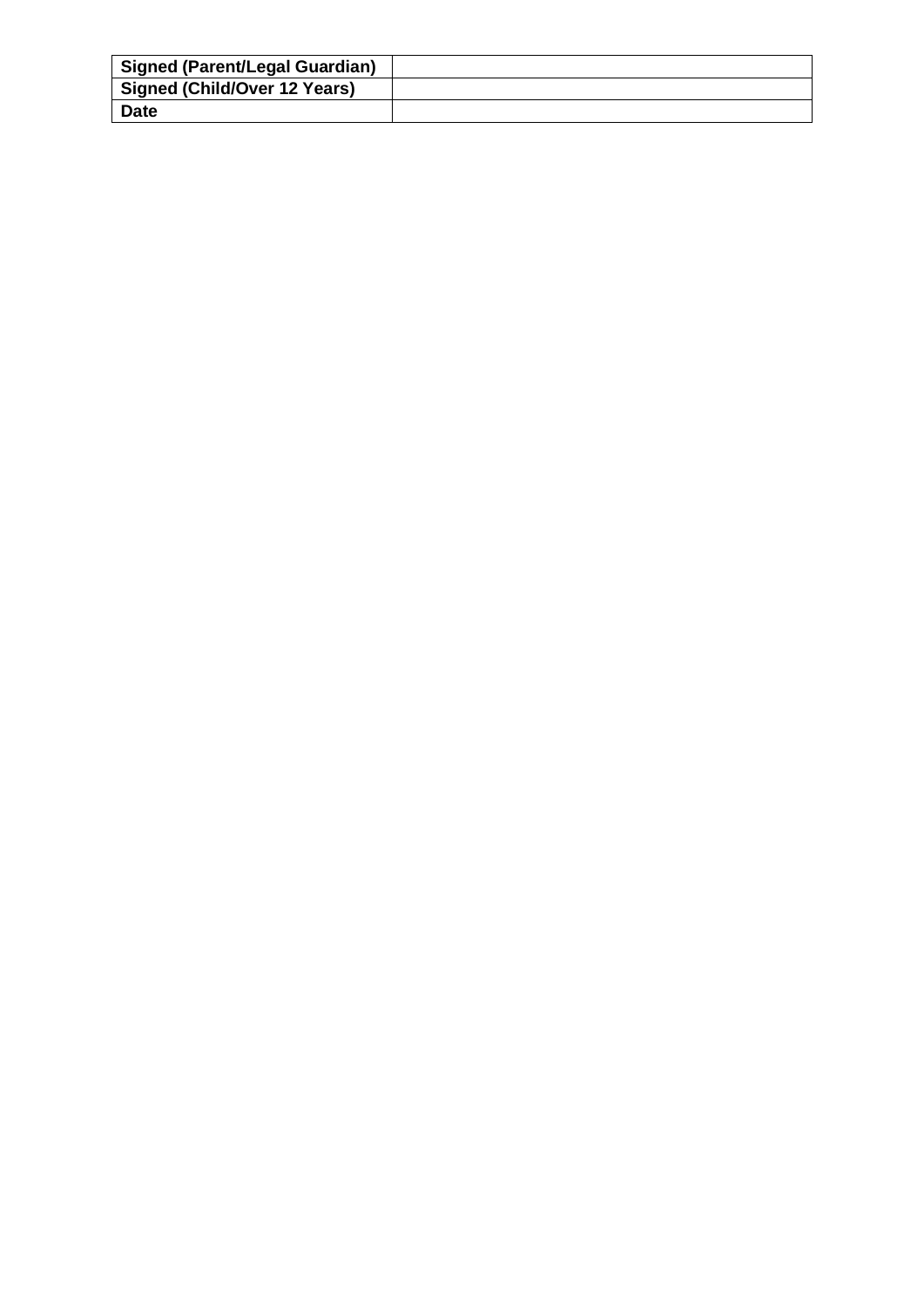| | |
|---|---|
| **Signed (Parent/Legal Guardian)** | |
| **Signed (Child/Over 12 Years)** | |
| **Date** | |